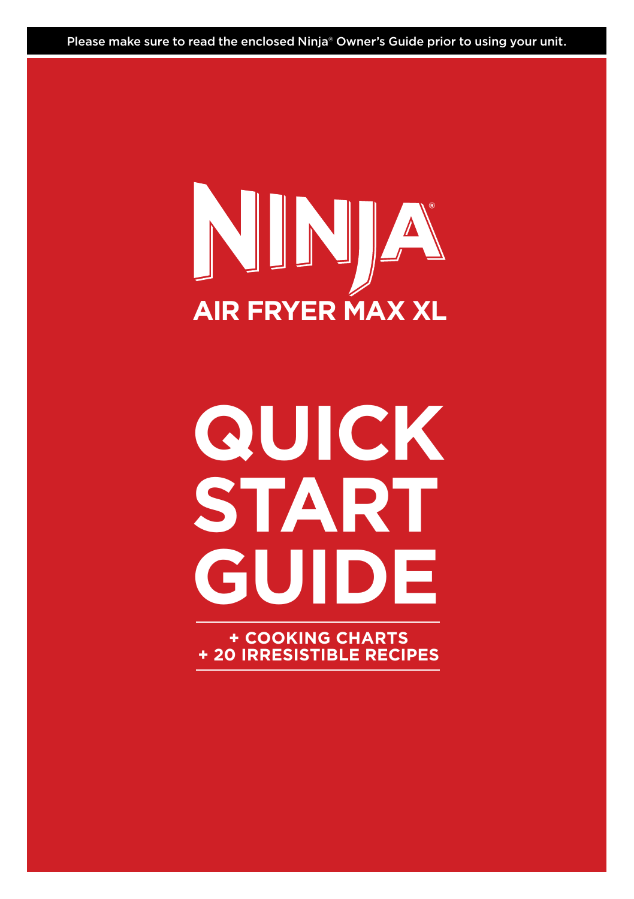Please make sure to read the enclosed Ninja® Owner's Guide prior to using your unit.

# NINJA®

## AIR FRYER MAX XL

# QUICK START GUIDE

**+ COOKING CHARTS**
**+ 20 IRRESISTIBLE RECIPES**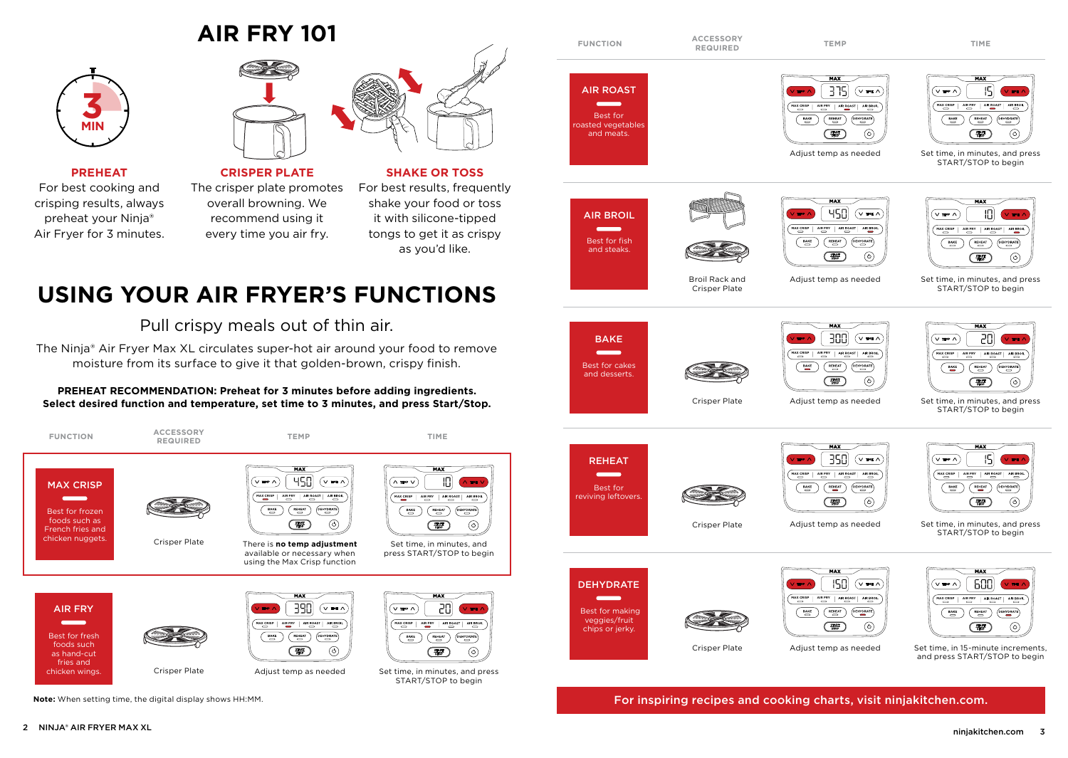# AIR FRY 101

**PREHEAT**
For best cooking and crisping results, always preheat your Ninja® Air Fryer for 3 minutes.

**CRISPER PLATE**
The crisper plate promotes overall browning. We recommend using it every time you air fry.

**SHAKE OR TOSS**
For best results, frequently shake your food or toss it with silicone-tipped tongs to get it as crispy as you'd like.

# USING YOUR AIR FRYER'S FUNCTIONS

## Pull crispy meals out of thin air.

The Ninja® Air Fryer Max XL circulates super-hot air around your food to remove moisture from its surface to give it that golden-brown, crispy finish.

**PREHEAT RECOMMENDATION: Preheat for 3 minutes before adding ingredients. Select desired function and temperature, set time to 3 minutes, and press Start/Stop.**

| FUNCTION | ACCESSORY REQUIRED | TEMP | TIME |
|---|---|---|---|
| **MAX CRISP** Best for frozen foods such as French fries and chicken nuggets. | Crisper Plate | 450 — There is **no temp adjustment** available or necessary when using the Max Crisp function | 10 — Set time, in minutes, and press START/STOP to begin |
| **AIR FRY** Best for fresh foods such as hand-cut fries and chicken wings. | Crisper Plate | 390 — Adjust temp as needed | 20 — Set time, in minutes, and press START/STOP to begin |
| **AIR ROAST** Best for roasted vegetables and meats. | | 375 — Adjust temp as needed | 15 — Set time, in minutes, and press START/STOP to begin |
| **AIR BROIL** Best for fish and steaks. | Broil Rack and Crisper Plate | 450 — Adjust temp as needed | 10 — Set time, in minutes, and press START/STOP to begin |
| **BAKE** Best for cakes and desserts. | Crisper Plate | 300 — Adjust temp as needed | 20 — Set time, in minutes, and press START/STOP to begin |
| **REHEAT** Best for reviving leftovers. | Crisper Plate | 350 — Adjust temp as needed | 15 — Set time, in minutes, and press START/STOP to begin |
| **DEHYDRATE** Best for making veggies/fruit chips or jerky. | Crisper Plate | 150 — Adjust temp as needed | 6:00 — Set time, in 15-minute increments, and press START/STOP to begin |

**Note:** When setting time, the digital display shows HH:MM.

For inspiring recipes and cooking charts, visit ninjakitchen.com.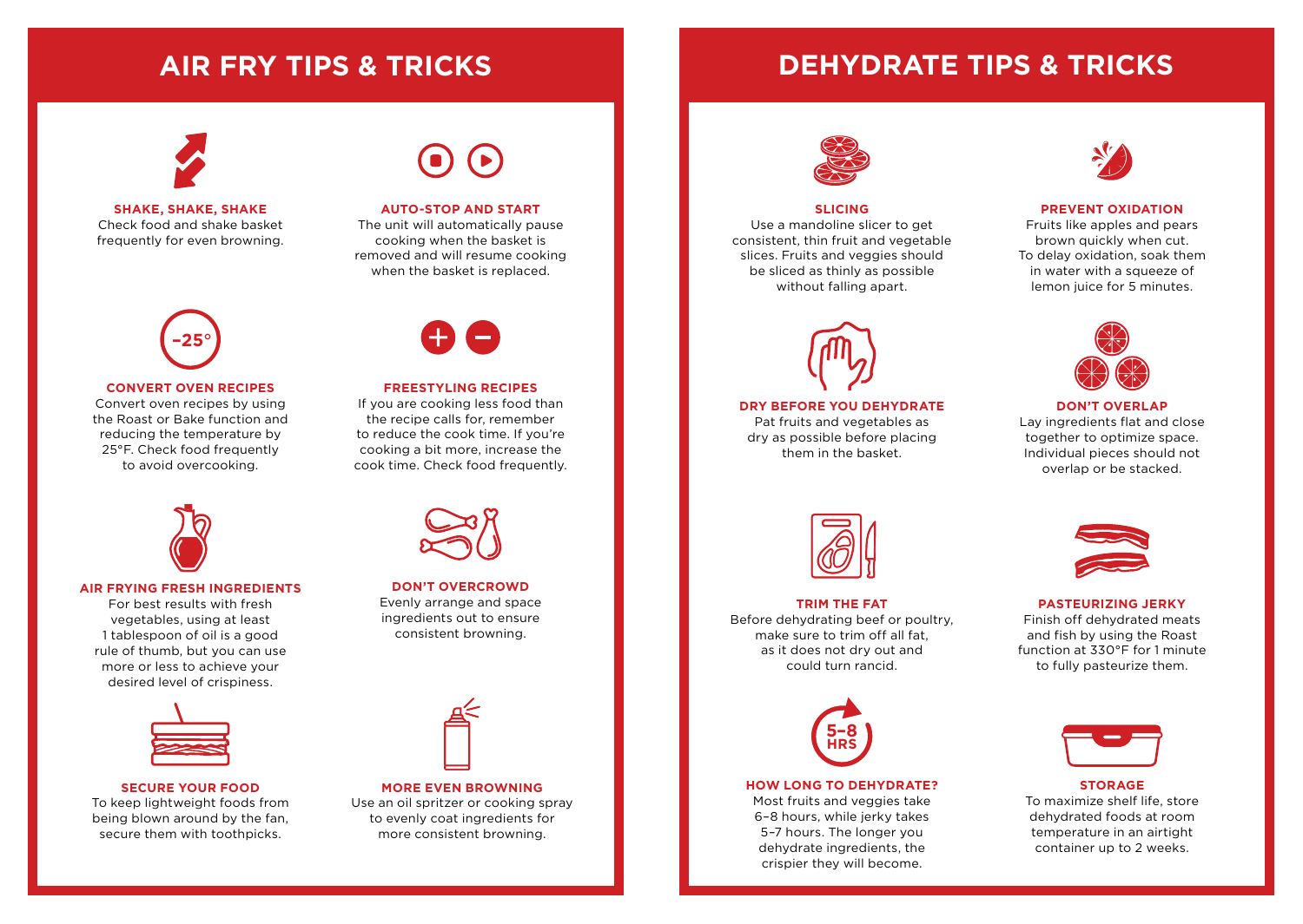# AIR FRY TIPS & TRICKS

### SHAKE, SHAKE, SHAKE

Check food and shake basket frequently for even browning.

### AUTO-STOP AND START

The unit will automatically pause cooking when the basket is removed and will resume cooking when the basket is replaced.

### CONVERT OVEN RECIPES

Convert oven recipes by using the Roast or Bake function and reducing the temperature by 25°F. Check food frequently to avoid overcooking.

### FREESTYLING RECIPES

If you are cooking less food than the recipe calls for, remember to reduce the cook time. If you're cooking a bit more, increase the cook time. Check food frequently.

### AIR FRYING FRESH INGREDIENTS

For best results with fresh vegetables, using at least 1 tablespoon of oil is a good rule of thumb, but you can use more or less to achieve your desired level of crispiness.

### DON'T OVERCROWD

Evenly arrange and space ingredients out to ensure consistent browning.

### SECURE YOUR FOOD

To keep lightweight foods from being blown around by the fan, secure them with toothpicks.

### MORE EVEN BROWNING

Use an oil spritzer or cooking spray to evenly coat ingredients for more consistent browning.

# DEHYDRATE TIPS & TRICKS

### SLICING

Use a mandoline slicer to get consistent, thin fruit and vegetable slices. Fruits and veggies should be sliced as thinly as possible without falling apart.

### PREVENT OXIDATION

Fruits like apples and pears brown quickly when cut. To delay oxidation, soak them in water with a squeeze of lemon juice for 5 minutes.

### DRY BEFORE YOU DEHYDRATE

Pat fruits and vegetables as dry as possible before placing them in the basket.

### DON'T OVERLAP

Lay ingredients flat and close together to optimize space. Individual pieces should not overlap or be stacked.

### TRIM THE FAT

Before dehydrating beef or poultry, make sure to trim off all fat, as it does not dry out and could turn rancid.

### PASTEURIZING JERKY

Finish off dehydrated meats and fish by using the Roast function at 330°F for 1 minute to fully pasteurize them.

### HOW LONG TO DEHYDRATE?

Most fruits and veggies take 6–8 hours, while jerky takes 5–7 hours. The longer you dehydrate ingredients, the crispier they will become.

### STORAGE

To maximize shelf life, store dehydrated foods at room temperature in an airtight container up to 2 weeks.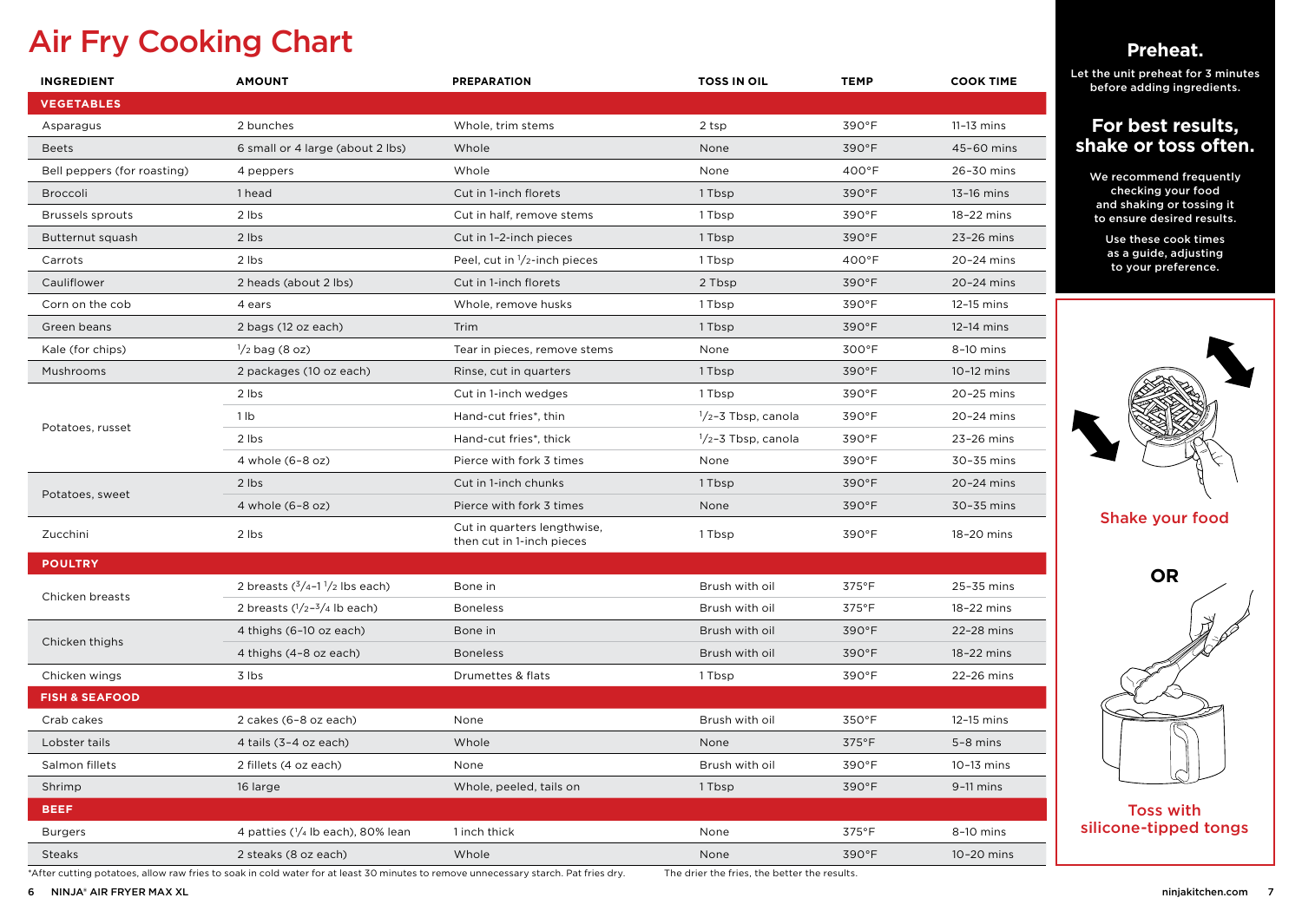# Air Fry Cooking Chart

| INGREDIENT | AMOUNT | PREPARATION | TOSS IN OIL | TEMP | COOK TIME |
|---|---|---|---|---|---|
| **VEGETABLES** | | | | | |
| Asparagus | 2 bunches | Whole, trim stems | 2 tsp | 390°F | 11–13 mins |
| Beets | 6 small or 4 large (about 2 lbs) | Whole | None | 390°F | 45–60 mins |
| Bell peppers (for roasting) | 4 peppers | Whole | None | 400°F | 26–30 mins |
| Broccoli | 1 head | Cut in 1-inch florets | 1 Tbsp | 390°F | 13–16 mins |
| Brussels sprouts | 2 lbs | Cut in half, remove stems | 1 Tbsp | 390°F | 18–22 mins |
| Butternut squash | 2 lbs | Cut in 1–2-inch pieces | 1 Tbsp | 390°F | 23–26 mins |
| Carrots | 2 lbs | Peel, cut in 1/2-inch pieces | 1 Tbsp | 400°F | 20–24 mins |
| Cauliflower | 2 heads (about 2 lbs) | Cut in 1-inch florets | 2 Tbsp | 390°F | 20–24 mins |
| Corn on the cob | 4 ears | Whole, remove husks | 1 Tbsp | 390°F | 12–15 mins |
| Green beans | 2 bags (12 oz each) | Trim | 1 Tbsp | 390°F | 12–14 mins |
| Kale (for chips) | 1/2 bag (8 oz) | Tear in pieces, remove stems | None | 300°F | 8–10 mins |
| Mushrooms | 2 packages (10 oz each) | Rinse, cut in quarters | 1 Tbsp | 390°F | 10–12 mins |
| Potatoes, russet | 2 lbs | Cut in 1-inch wedges | 1 Tbsp | 390°F | 20–25 mins |
| | 1 lb | Hand-cut fries*, thin | 1/2–3 Tbsp, canola | 390°F | 20–24 mins |
| | 2 lbs | Hand-cut fries*, thick | 1/2–3 Tbsp, canola | 390°F | 23–26 mins |
| | 4 whole (6–8 oz) | Pierce with fork 3 times | None | 390°F | 30–35 mins |
| Potatoes, sweet | 2 lbs | Cut in 1-inch chunks | 1 Tbsp | 390°F | 20–24 mins |
| | 4 whole (6–8 oz) | Pierce with fork 3 times | None | 390°F | 30–35 mins |
| Zucchini | 2 lbs | Cut in quarters lengthwise, then cut in 1-inch pieces | 1 Tbsp | 390°F | 18–20 mins |
| **POULTRY** | | | | | |
| Chicken breasts | 2 breasts (3/4–1 1/2 lbs each) | Bone in | Brush with oil | 375°F | 25–35 mins |
| | 2 breasts (1/2–3/4 lb each) | Boneless | Brush with oil | 375°F | 18–22 mins |
| Chicken thighs | 4 thighs (6–10 oz each) | Bone in | Brush with oil | 390°F | 22–28 mins |
| | 4 thighs (4–8 oz each) | Boneless | Brush with oil | 390°F | 18–22 mins |
| Chicken wings | 3 lbs | Drumettes & flats | 1 Tbsp | 390°F | 22–26 mins |
| **FISH & SEAFOOD** | | | | | |
| Crab cakes | 2 cakes (6–8 oz each) | None | Brush with oil | 350°F | 12–15 mins |
| Lobster tails | 4 tails (3–4 oz each) | Whole | None | 375°F | 5–8 mins |
| Salmon fillets | 2 fillets (4 oz each) | None | Brush with oil | 390°F | 10–13 mins |
| Shrimp | 16 large | Whole, peeled, tails on | 1 Tbsp | 390°F | 9–11 mins |
| **BEEF** | | | | | |
| Burgers | 4 patties (1/4 lb each), 80% lean | 1 inch thick | None | 375°F | 8–10 mins |
| Steaks | 2 steaks (8 oz each) | Whole | None | 390°F | 10–20 mins |

*After cutting potatoes, allow raw fries to soak in cold water for at least 30 minutes to remove unnecessary starch. Pat fries dry. The drier the fries, the better the results.

## Preheat.

Let the unit preheat for 3 minutes before adding ingredients.

## For best results, shake or toss often.

We recommend frequently checking your food and shaking or tossing it to ensure desired results.

Use these cook times as a guide, adjusting to your preference.

Shake your food

OR

Toss with silicone-tipped tongs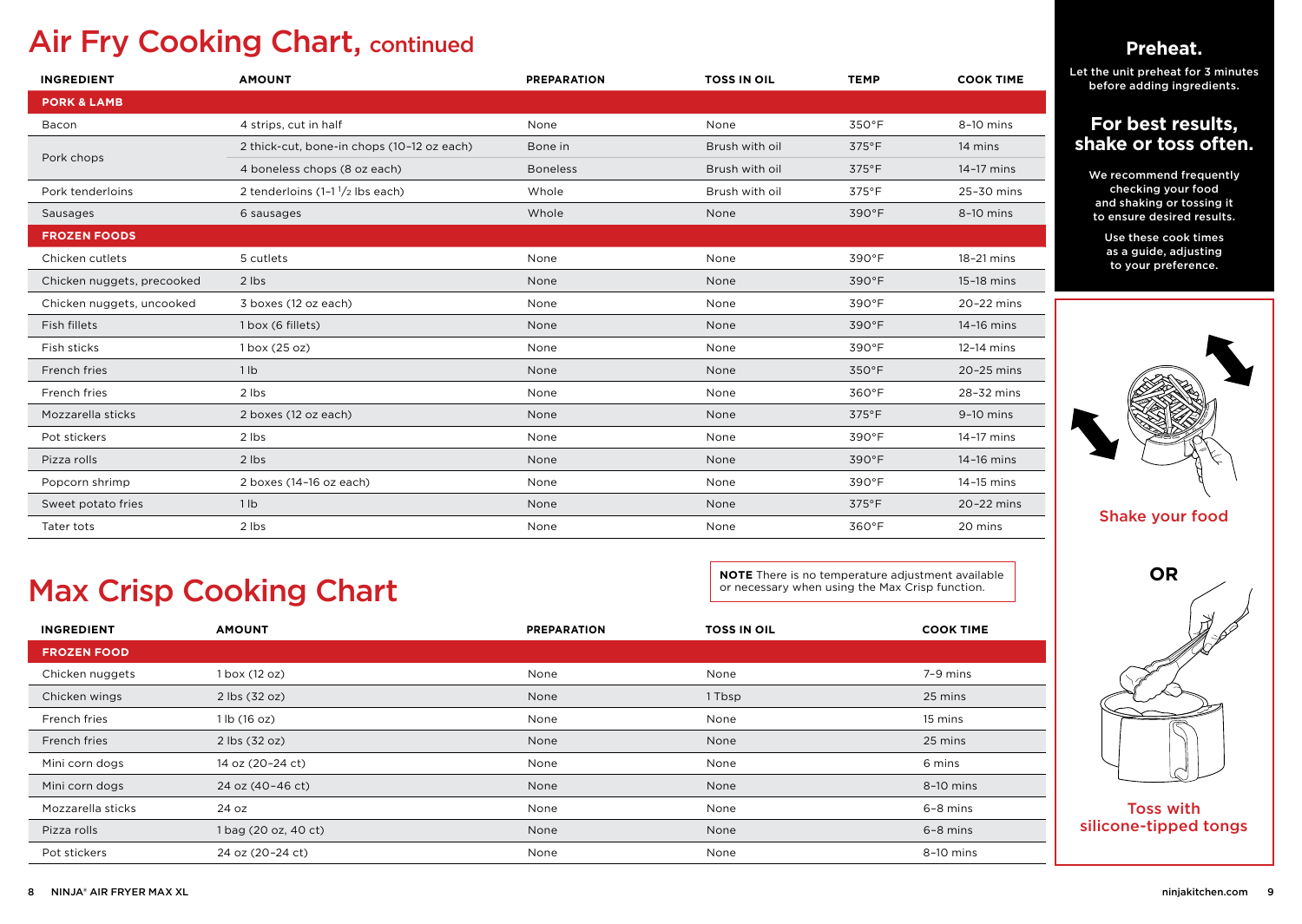# Air Fry Cooking Chart, continued

| INGREDIENT | AMOUNT | PREPARATION | TOSS IN OIL | TEMP | COOK TIME |
|---|---|---|---|---|---|
| **PORK & LAMB** | | | | | |
| Bacon | 4 strips, cut in half | None | None | 350°F | 8–10 mins |
| Pork chops | 2 thick-cut, bone-in chops (10–12 oz each) | Bone in | Brush with oil | 375°F | 14 mins |
| | 4 boneless chops (8 oz each) | Boneless | Brush with oil | 375°F | 14–17 mins |
| Pork tenderloins | 2 tenderloins (1–1 1/2 lbs each) | Whole | Brush with oil | 375°F | 25–30 mins |
| Sausages | 6 sausages | Whole | None | 390°F | 8–10 mins |
| **FROZEN FOODS** | | | | | |
| Chicken cutlets | 5 cutlets | None | None | 390°F | 18–21 mins |
| Chicken nuggets, precooked | 2 lbs | None | None | 390°F | 15–18 mins |
| Chicken nuggets, uncooked | 3 boxes (12 oz each) | None | None | 390°F | 20–22 mins |
| Fish fillets | 1 box (6 fillets) | None | None | 390°F | 14–16 mins |
| Fish sticks | 1 box (25 oz) | None | None | 390°F | 12–14 mins |
| French fries | 1 lb | None | None | 350°F | 20–25 mins |
| French fries | 2 lbs | None | None | 360°F | 28–32 mins |
| Mozzarella sticks | 2 boxes (12 oz each) | None | None | 375°F | 9–10 mins |
| Pot stickers | 2 lbs | None | None | 390°F | 14–17 mins |
| Pizza rolls | 2 lbs | None | None | 390°F | 14–16 mins |
| Popcorn shrimp | 2 boxes (14–16 oz each) | None | None | 390°F | 14–15 mins |
| Sweet potato fries | 1 lb | None | None | 375°F | 20–22 mins |
| Tater tots | 2 lbs | None | None | 360°F | 20 mins |

# Max Crisp Cooking Chart

**NOTE** There is no temperature adjustment available or necessary when using the Max Crisp function.

| INGREDIENT | AMOUNT | PREPARATION | TOSS IN OIL | COOK TIME |
|---|---|---|---|---|
| **FROZEN FOOD** | | | | |
| Chicken nuggets | 1 box (12 oz) | None | None | 7–9 mins |
| Chicken wings | 2 lbs (32 oz) | None | 1 Tbsp | 25 mins |
| French fries | 1 lb (16 oz) | None | None | 15 mins |
| French fries | 2 lbs (32 oz) | None | None | 25 mins |
| Mini corn dogs | 14 oz (20–24 ct) | None | None | 6 mins |
| Mini corn dogs | 24 oz (40–46 ct) | None | None | 8–10 mins |
| Mozzarella sticks | 24 oz | None | None | 6–8 mins |
| Pizza rolls | 1 bag (20 oz, 40 ct) | None | None | 6–8 mins |
| Pot stickers | 24 oz (20–24 ct) | None | None | 8–10 mins |

## Preheat.

Let the unit preheat for 3 minutes before adding ingredients.

## For best results, shake or toss often.

We recommend frequently checking your food and shaking or tossing it to ensure desired results.

Use these cook times as a guide, adjusting to your preference.

Shake your food

**OR**

Toss with silicone-tipped tongs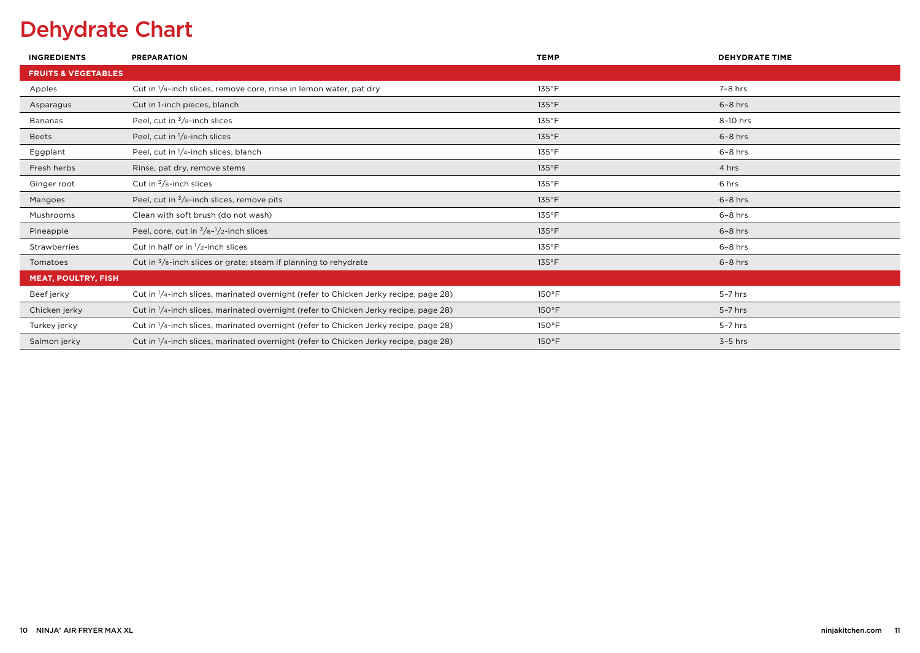# Dehydrate Chart

| INGREDIENTS | PREPARATION | TEMP | DEHYDRATE TIME |
|---|---|---|---|
| **FRUITS & VEGETABLES** | | | |
| Apples | Cut in 1/8-inch slices, remove core, rinse in lemon water, pat dry | 135°F | 7–8 hrs |
| Asparagus | Cut in 1-inch pieces, blanch | 135°F | 6–8 hrs |
| Bananas | Peel, cut in 3/8-inch slices | 135°F | 8–10 hrs |
| Beets | Peel, cut in 1/8-inch slices | 135°F | 6–8 hrs |
| Eggplant | Peel, cut in 1/4-inch slices, blanch | 135°F | 6–8 hrs |
| Fresh herbs | Rinse, pat dry, remove stems | 135°F | 4 hrs |
| Ginger root | Cut in 3/8-inch slices | 135°F | 6 hrs |
| Mangoes | Peel, cut in 3/8-inch slices, remove pits | 135°F | 6–8 hrs |
| Mushrooms | Clean with soft brush (do not wash) | 135°F | 6–8 hrs |
| Pineapple | Peel, core, cut in 3/8–1/2-inch slices | 135°F | 6–8 hrs |
| Strawberries | Cut in half or in 1/2-inch slices | 135°F | 6–8 hrs |
| Tomatoes | Cut in 3/8-inch slices or grate; steam if planning to rehydrate | 135°F | 6–8 hrs |
| **MEAT, POULTRY, FISH** | | | |
| Beef jerky | Cut in 1/4-inch slices, marinated overnight (refer to Chicken Jerky recipe, page 28) | 150°F | 5–7 hrs |
| Chicken jerky | Cut in 1/4-inch slices, marinated overnight (refer to Chicken Jerky recipe, page 28) | 150°F | 5–7 hrs |
| Turkey jerky | Cut in 1/4-inch slices, marinated overnight (refer to Chicken Jerky recipe, page 28) | 150°F | 5–7 hrs |
| Salmon jerky | Cut in 1/4-inch slices, marinated overnight (refer to Chicken Jerky recipe, page 28) | 150°F | 3–5 hrs |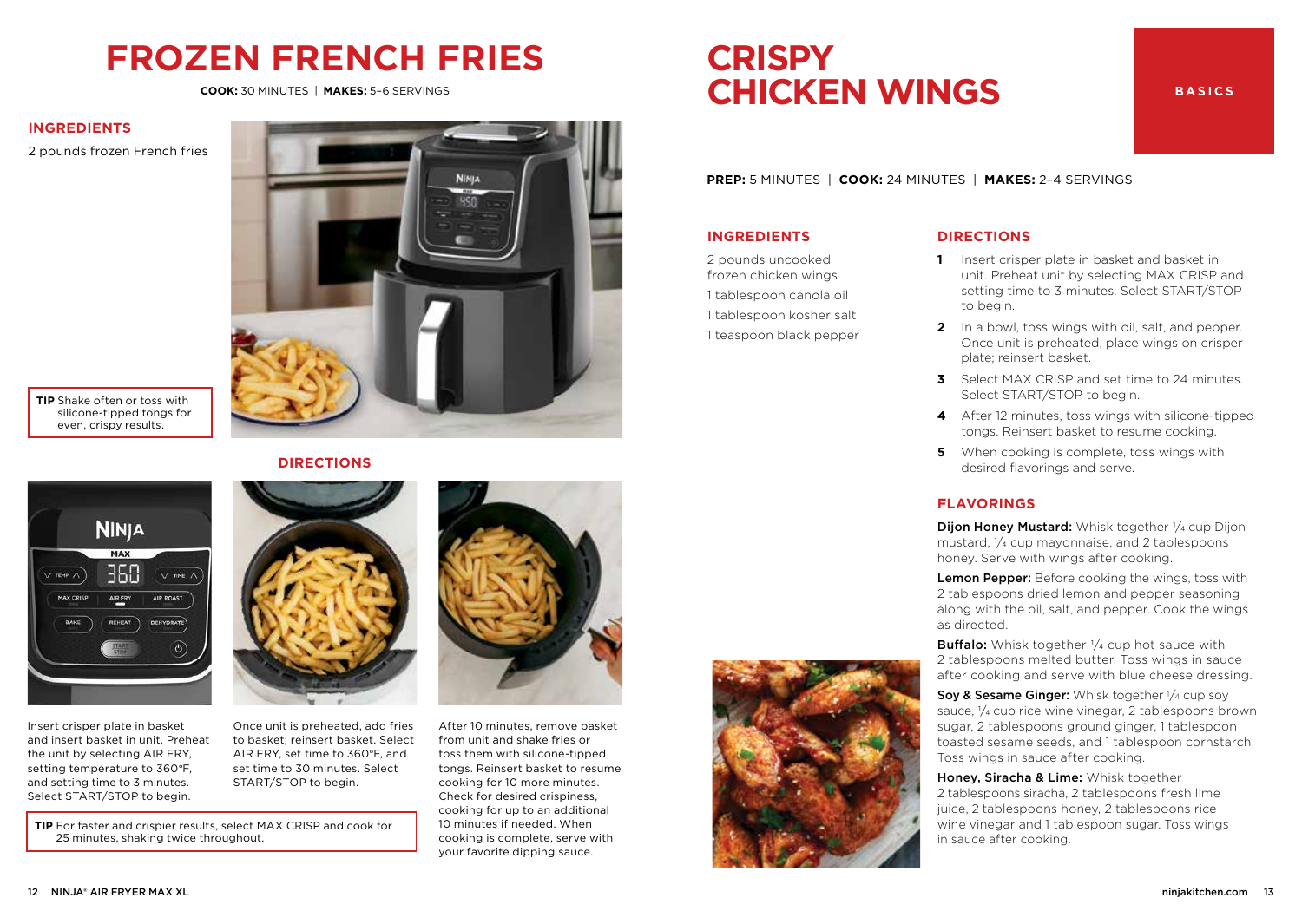# FROZEN FRENCH FRIES

**COOK:** 30 MINUTES | **MAKES:** 5–6 SERVINGS

## INGREDIENTS

2 pounds frozen French fries

**TIP** Shake often or toss with silicone-tipped tongs for even, crispy results.

## DIRECTIONS

Insert crisper plate in basket and insert basket in unit. Preheat the unit by selecting AIR FRY, setting temperature to 360°F, and setting time to 3 minutes. Select START/STOP to begin.

Once unit is preheated, add fries to basket; reinsert basket. Select AIR FRY, set time to 360°F, and set time to 30 minutes. Select START/STOP to begin.

After 10 minutes, remove basket from unit and shake fries or toss them with silicone-tipped tongs. Reinsert basket to resume cooking for 10 more minutes. Check for desired crispiness, cooking for up to an additional 10 minutes if needed. When cooking is complete, serve with your favorite dipping sauce.

**TIP** For faster and crispier results, select MAX CRISP and cook for 25 minutes, shaking twice throughout.

# CRISPY CHICKEN WINGS

BASICS

**PREP:** 5 MINUTES | **COOK:** 24 MINUTES | **MAKES:** 2–4 SERVINGS

## INGREDIENTS

2 pounds uncooked frozen chicken wings

1 tablespoon canola oil

1 tablespoon kosher salt

1 teaspoon black pepper

## DIRECTIONS

1. Insert crisper plate in basket and basket in unit. Preheat unit by selecting MAX CRISP and setting time to 3 minutes. Select START/STOP to begin.
2. In a bowl, toss wings with oil, salt, and pepper. Once unit is preheated, place wings on crisper plate; reinsert basket.
3. Select MAX CRISP and set time to 24 minutes. Select START/STOP to begin.
4. After 12 minutes, toss wings with silicone-tipped tongs. Reinsert basket to resume cooking.
5. When cooking is complete, toss wings with desired flavorings and serve.

## FLAVORINGS

**Dijon Honey Mustard:** Whisk together ¼ cup Dijon mustard, ¼ cup mayonnaise, and 2 tablespoons honey. Serve with wings after cooking.

**Lemon Pepper:** Before cooking the wings, toss with 2 tablespoons dried lemon and pepper seasoning along with the oil, salt, and pepper. Cook the wings as directed.

**Buffalo:** Whisk together ¼ cup hot sauce with 2 tablespoons melted butter. Toss wings in sauce after cooking and serve with blue cheese dressing.

**Soy & Sesame Ginger:** Whisk together ¼ cup soy sauce, ¼ cup rice wine vinegar, 2 tablespoons brown sugar, 2 tablespoons ground ginger, 1 tablespoon toasted sesame seeds, and 1 tablespoon cornstarch. Toss wings in sauce after cooking.

**Honey, Siracha & Lime:** Whisk together 2 tablespoons siracha, 2 tablespoons fresh lime juice, 2 tablespoons honey, 2 tablespoons rice wine vinegar and 1 tablespoon sugar. Toss wings in sauce after cooking.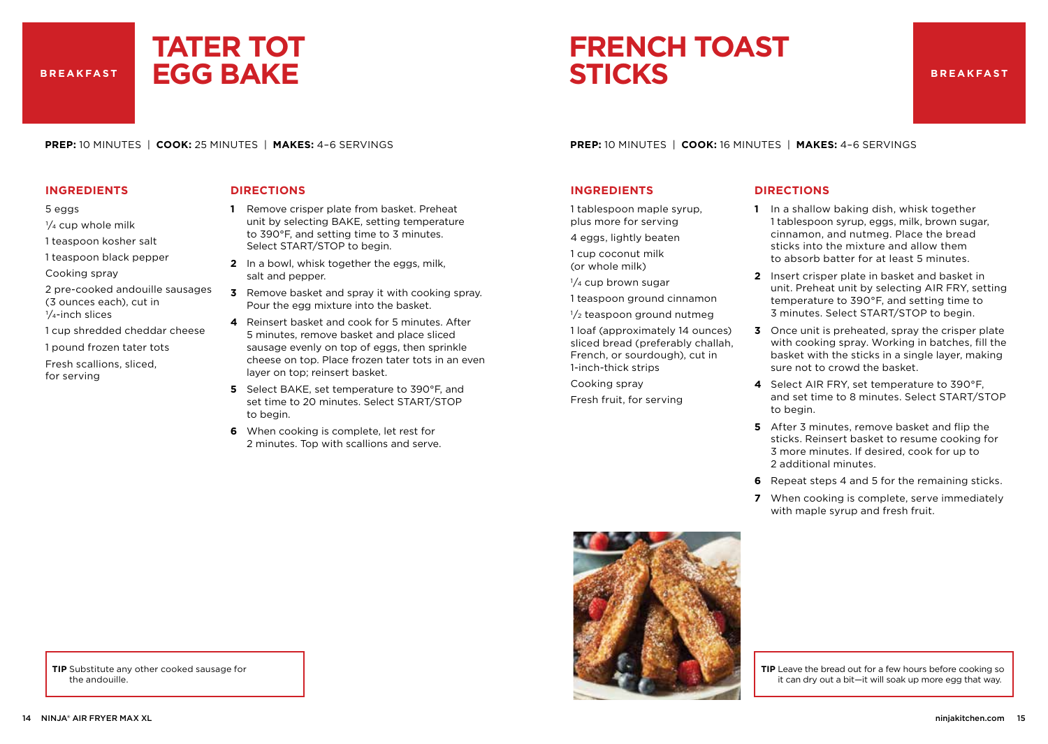BREAKFAST

# TATER TOT EGG BAKE

**PREP:** 10 MINUTES | **COOK:** 25 MINUTES | **MAKES:** 4–6 SERVINGS

## INGREDIENTS

5 eggs

1/4 cup whole milk

1 teaspoon kosher salt

1 teaspoon black pepper

Cooking spray

2 pre-cooked andouille sausages (3 ounces each), cut in 1/4-inch slices

1 cup shredded cheddar cheese

1 pound frozen tater tots

Fresh scallions, sliced, for serving

## DIRECTIONS

1. Remove crisper plate from basket. Preheat unit by selecting BAKE, setting temperature to 390°F, and setting time to 3 minutes. Select START/STOP to begin.
2. In a bowl, whisk together the eggs, milk, salt and pepper.
3. Remove basket and spray it with cooking spray. Pour the egg mixture into the basket.
4. Reinsert basket and cook for 5 minutes. After 5 minutes, remove basket and place sliced sausage evenly on top of eggs, then sprinkle cheese on top. Place frozen tater tots in an even layer on top; reinsert basket.
5. Select BAKE, set temperature to 390°F, and set time to 20 minutes. Select START/STOP to begin.
6. When cooking is complete, let rest for 2 minutes. Top with scallions and serve.

**TIP** Substitute any other cooked sausage for the andouille.

BREAKFAST

# FRENCH TOAST STICKS

**PREP:** 10 MINUTES | **COOK:** 16 MINUTES | **MAKES:** 4–6 SERVINGS

## INGREDIENTS

1 tablespoon maple syrup, plus more for serving

4 eggs, lightly beaten

1 cup coconut milk (or whole milk)

1/4 cup brown sugar

1 teaspoon ground cinnamon

1/2 teaspoon ground nutmeg

1 loaf (approximately 14 ounces) sliced bread (preferably challah, French, or sourdough), cut in 1-inch-thick strips

Cooking spray

Fresh fruit, for serving

## DIRECTIONS

1. In a shallow baking dish, whisk together 1 tablespoon syrup, eggs, milk, brown sugar, cinnamon, and nutmeg. Place the bread sticks into the mixture and allow them to absorb batter for at least 5 minutes.
2. Insert crisper plate in basket and basket in unit. Preheat unit by selecting AIR FRY, setting temperature to 390°F, and setting time to 3 minutes. Select START/STOP to begin.
3. Once unit is preheated, spray the crisper plate with cooking spray. Working in batches, fill the basket with the sticks in a single layer, making sure not to crowd the basket.
4. Select AIR FRY, set temperature to 390°F, and set time to 8 minutes. Select START/STOP to begin.
5. After 3 minutes, remove basket and flip the sticks. Reinsert basket to resume cooking for 3 more minutes. If desired, cook for up to 2 additional minutes.
6. Repeat steps 4 and 5 for the remaining sticks.
7. When cooking is complete, serve immediately with maple syrup and fresh fruit.

**TIP** Leave the bread out for a few hours before cooking so it can dry out a bit—it will soak up more egg that way.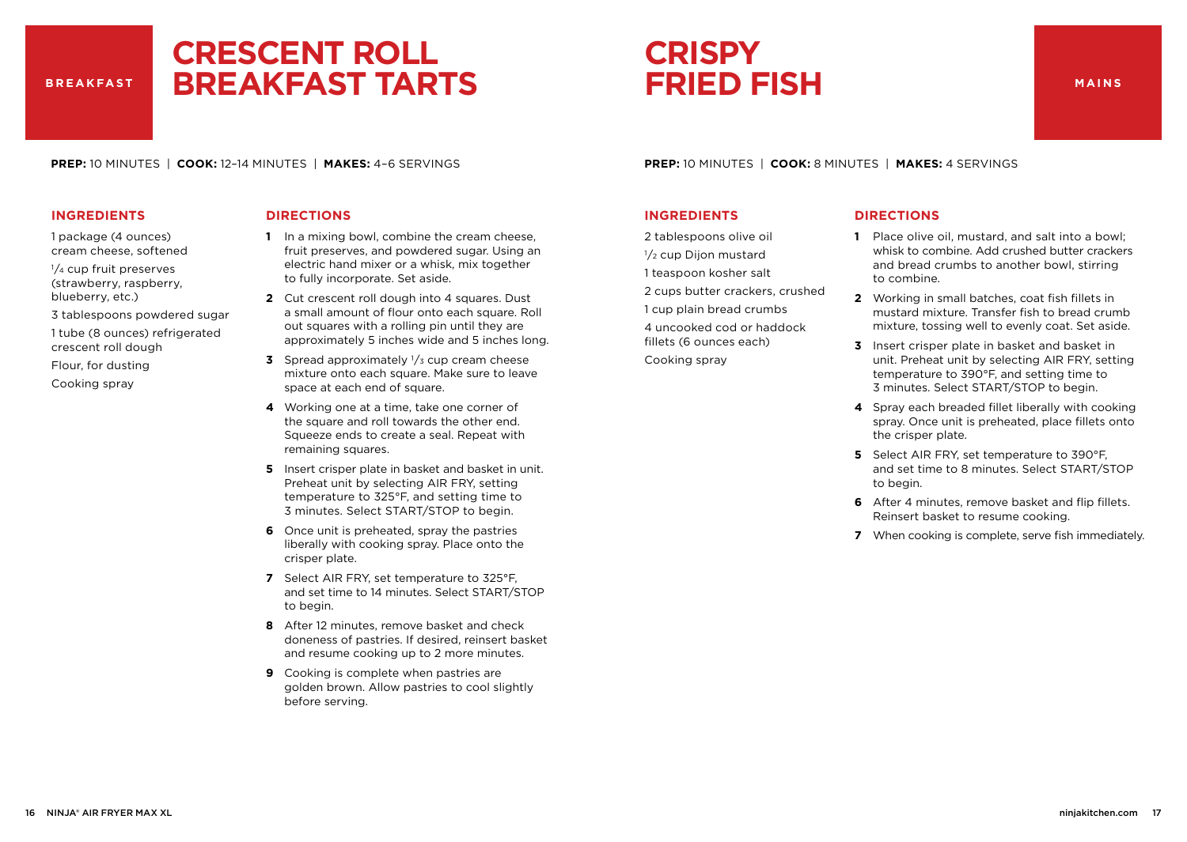BREAKFAST

# CRESCENT ROLL BREAKFAST TARTS

**PREP:** 10 MINUTES | **COOK:** 12–14 MINUTES | **MAKES:** 4–6 SERVINGS

## INGREDIENTS

1 package (4 ounces) cream cheese, softened

1/4 cup fruit preserves (strawberry, raspberry, blueberry, etc.)

3 tablespoons powdered sugar

1 tube (8 ounces) refrigerated crescent roll dough

Flour, for dusting

Cooking spray

## DIRECTIONS

1. In a mixing bowl, combine the cream cheese, fruit preserves, and powdered sugar. Using an electric hand mixer or a whisk, mix together to fully incorporate. Set aside.
2. Cut crescent roll dough into 4 squares. Dust a small amount of flour onto each square. Roll out squares with a rolling pin until they are approximately 5 inches wide and 5 inches long.
3. Spread approximately 1/3 cup cream cheese mixture onto each square. Make sure to leave space at each end of square.
4. Working one at a time, take one corner of the square and roll towards the other end. Squeeze ends to create a seal. Repeat with remaining squares.
5. Insert crisper plate in basket and basket in unit. Preheat unit by selecting AIR FRY, setting temperature to 325°F, and setting time to 3 minutes. Select START/STOP to begin.
6. Once unit is preheated, spray the pastries liberally with cooking spray. Place onto the crisper plate.
7. Select AIR FRY, set temperature to 325°F, and set time to 14 minutes. Select START/STOP to begin.
8. After 12 minutes, remove basket and check doneness of pastries. If desired, reinsert basket and resume cooking up to 2 more minutes.
9. Cooking is complete when pastries are golden brown. Allow pastries to cool slightly before serving.

MAINS

# CRISPY FRIED FISH

**PREP:** 10 MINUTES | **COOK:** 8 MINUTES | **MAKES:** 4 SERVINGS

## INGREDIENTS

2 tablespoons olive oil

1/2 cup Dijon mustard

1 teaspoon kosher salt

2 cups butter crackers, crushed

1 cup plain bread crumbs

4 uncooked cod or haddock fillets (6 ounces each)

Cooking spray

## DIRECTIONS

1. Place olive oil, mustard, and salt into a bowl; whisk to combine. Add crushed butter crackers and bread crumbs to another bowl, stirring to combine.
2. Working in small batches, coat fish fillets in mustard mixture. Transfer fish to bread crumb mixture, tossing well to evenly coat. Set aside.
3. Insert crisper plate in basket and basket in unit. Preheat unit by selecting AIR FRY, setting temperature to 390°F, and setting time to 3 minutes. Select START/STOP to begin.
4. Spray each breaded fillet liberally with cooking spray. Once unit is preheated, place fillets onto the crisper plate.
5. Select AIR FRY, set temperature to 390°F, and set time to 8 minutes. Select START/STOP to begin.
6. After 4 minutes, remove basket and flip fillets. Reinsert basket to resume cooking.
7. When cooking is complete, serve fish immediately.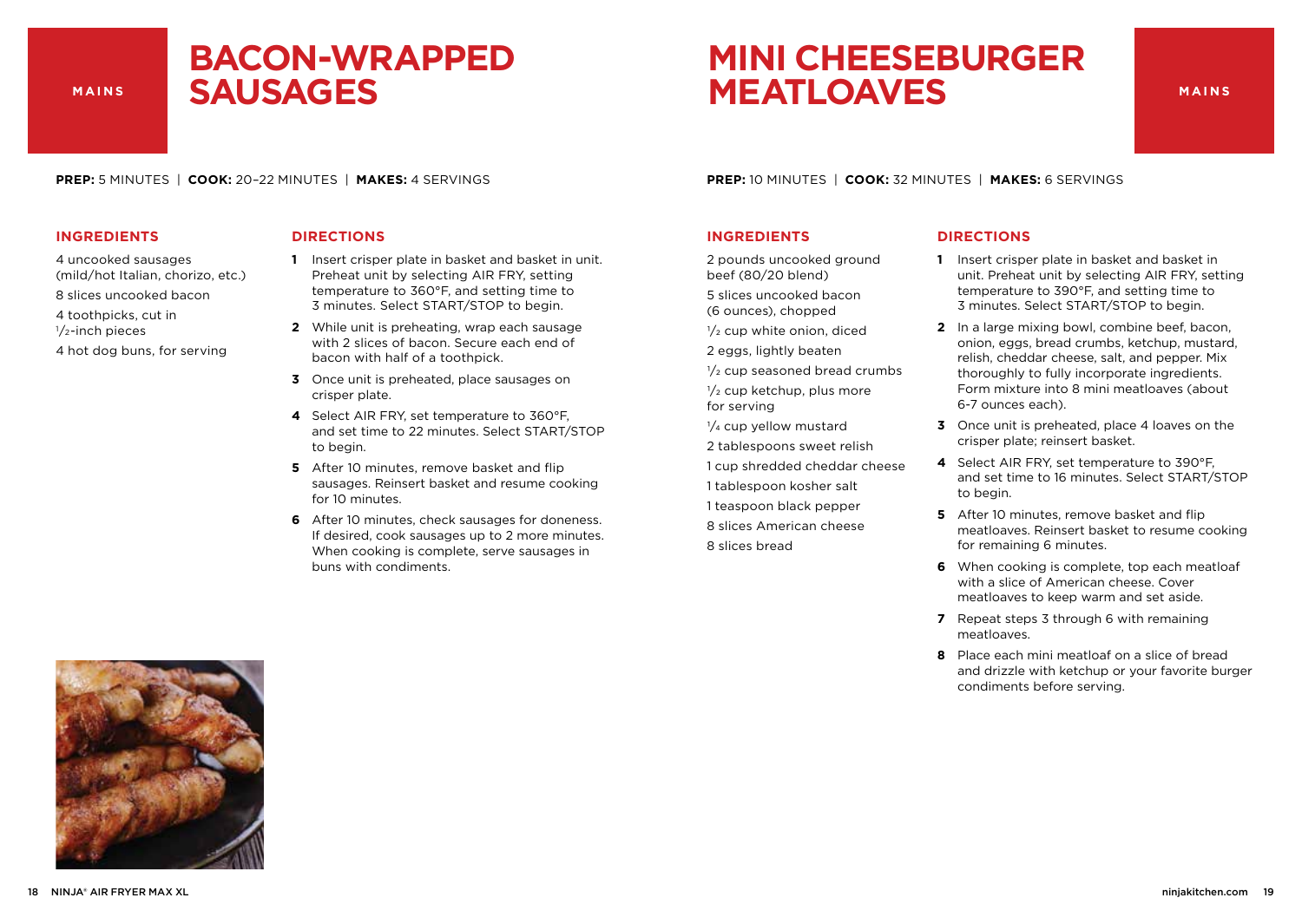MAINS

# BACON-WRAPPED SAUSAGES

**PREP:** 5 MINUTES | **COOK:** 20–22 MINUTES | **MAKES:** 4 SERVINGS

### INGREDIENTS

4 uncooked sausages (mild/hot Italian, chorizo, etc.)

8 slices uncooked bacon

4 toothpicks, cut in 1/2-inch pieces

4 hot dog buns, for serving

### DIRECTIONS

1. Insert crisper plate in basket and basket in unit. Preheat unit by selecting AIR FRY, setting temperature to 360°F, and setting time to 3 minutes. Select START/STOP to begin.
2. While unit is preheating, wrap each sausage with 2 slices of bacon. Secure each end of bacon with half of a toothpick.
3. Once unit is preheated, place sausages on crisper plate.
4. Select AIR FRY, set temperature to 360°F, and set time to 22 minutes. Select START/STOP to begin.
5. After 10 minutes, remove basket and flip sausages. Reinsert basket and resume cooking for 10 minutes.
6. After 10 minutes, check sausages for doneness. If desired, cook sausages up to 2 more minutes. When cooking is complete, serve sausages in buns with condiments.

MAINS

# MINI CHEESEBURGER MEATLOAVES

**PREP:** 10 MINUTES | **COOK:** 32 MINUTES | **MAKES:** 6 SERVINGS

### INGREDIENTS

2 pounds uncooked ground beef (80/20 blend)

5 slices uncooked bacon (6 ounces), chopped

1/2 cup white onion, diced

2 eggs, lightly beaten

1/2 cup seasoned bread crumbs

1/2 cup ketchup, plus more for serving

1/4 cup yellow mustard

2 tablespoons sweet relish

1 cup shredded cheddar cheese

1 tablespoon kosher salt

1 teaspoon black pepper

8 slices American cheese

8 slices bread

### DIRECTIONS

1. Insert crisper plate in basket and basket in unit. Preheat unit by selecting AIR FRY, setting temperature to 390°F, and setting time to 3 minutes. Select START/STOP to begin.
2. In a large mixing bowl, combine beef, bacon, onion, eggs, bread crumbs, ketchup, mustard, relish, cheddar cheese, salt, and pepper. Mix thoroughly to fully incorporate ingredients. Form mixture into 8 mini meatloaves (about 6-7 ounces each).
3. Once unit is preheated, place 4 loaves on the crisper plate; reinsert basket.
4. Select AIR FRY, set temperature to 390°F, and set time to 16 minutes. Select START/STOP to begin.
5. After 10 minutes, remove basket and flip meatloaves. Reinsert basket to resume cooking for remaining 6 minutes.
6. When cooking is complete, top each meatloaf with a slice of American cheese. Cover meatloaves to keep warm and set aside.
7. Repeat steps 3 through 6 with remaining meatloaves.
8. Place each mini meatloaf on a slice of bread and drizzle with ketchup or your favorite burger condiments before serving.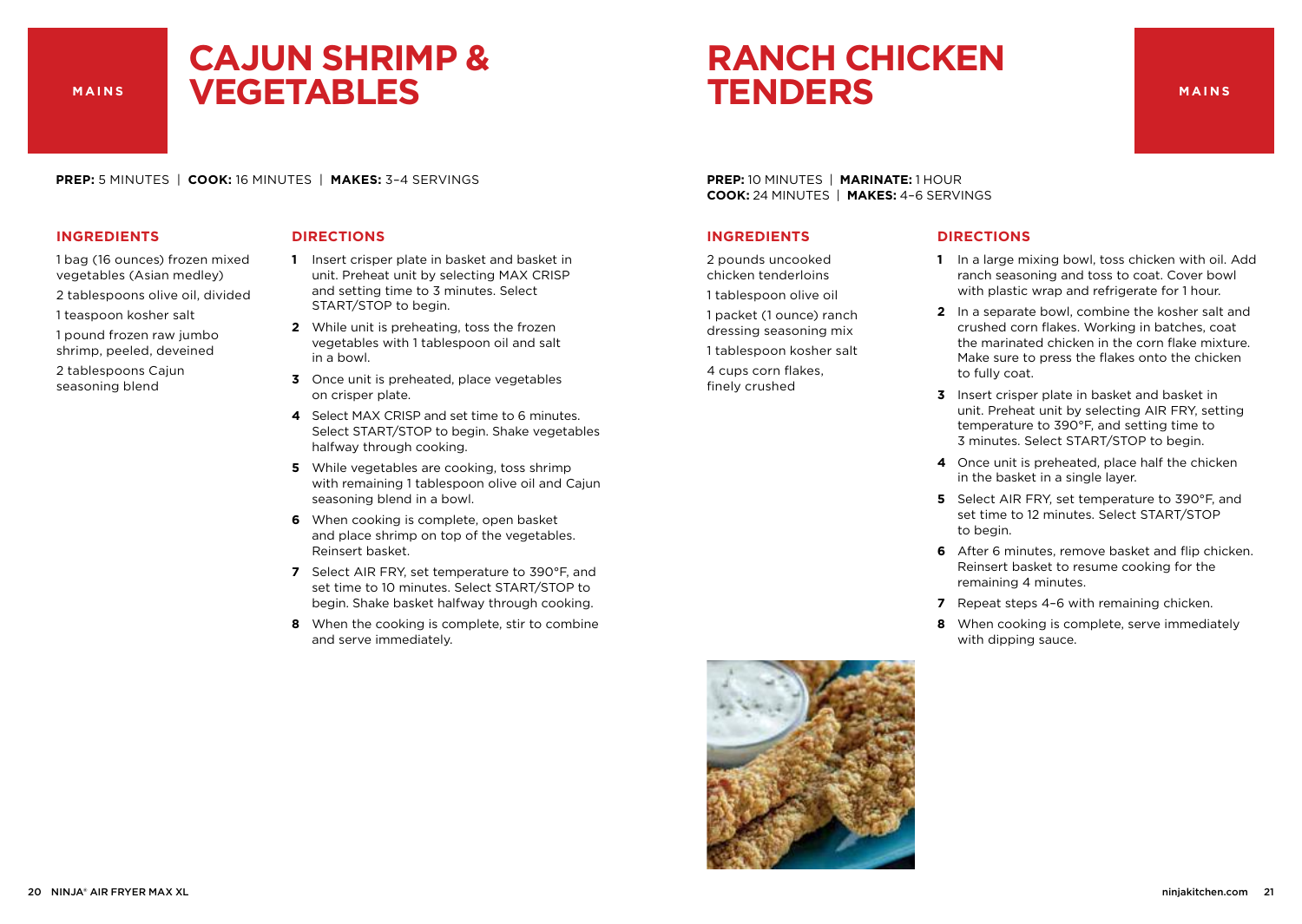MAINS

# CAJUN SHRIMP & VEGETABLES

**PREP:** 5 MINUTES | **COOK:** 16 MINUTES | **MAKES:** 3–4 SERVINGS

### INGREDIENTS

1 bag (16 ounces) frozen mixed vegetables (Asian medley)

2 tablespoons olive oil, divided

1 teaspoon kosher salt

1 pound frozen raw jumbo shrimp, peeled, deveined

2 tablespoons Cajun seasoning blend

### DIRECTIONS

1. Insert crisper plate in basket and basket in unit. Preheat unit by selecting MAX CRISP and setting time to 3 minutes. Select START/STOP to begin.
2. While unit is preheating, toss the frozen vegetables with 1 tablespoon oil and salt in a bowl.
3. Once unit is preheated, place vegetables on crisper plate.
4. Select MAX CRISP and set time to 6 minutes. Select START/STOP to begin. Shake vegetables halfway through cooking.
5. While vegetables are cooking, toss shrimp with remaining 1 tablespoon olive oil and Cajun seasoning blend in a bowl.
6. When cooking is complete, open basket and place shrimp on top of the vegetables. Reinsert basket.
7. Select AIR FRY, set temperature to 390°F, and set time to 10 minutes. Select START/STOP to begin. Shake basket halfway through cooking.
8. When the cooking is complete, stir to combine and serve immediately.

MAINS

# RANCH CHICKEN TENDERS

**PREP:** 10 MINUTES | **MARINATE:** 1 HOUR
**COOK:** 24 MINUTES | **MAKES:** 4–6 SERVINGS

### INGREDIENTS

2 pounds uncooked chicken tenderloins

1 tablespoon olive oil

1 packet (1 ounce) ranch dressing seasoning mix

1 tablespoon kosher salt

4 cups corn flakes, finely crushed

### DIRECTIONS

1. In a large mixing bowl, toss chicken with oil. Add ranch seasoning and toss to coat. Cover bowl with plastic wrap and refrigerate for 1 hour.
2. In a separate bowl, combine the kosher salt and crushed corn flakes. Working in batches, coat the marinated chicken in the corn flake mixture. Make sure to press the flakes onto the chicken to fully coat.
3. Insert crisper plate in basket and basket in unit. Preheat unit by selecting AIR FRY, setting temperature to 390°F, and setting time to 3 minutes. Select START/STOP to begin.
4. Once unit is preheated, place half the chicken in the basket in a single layer.
5. Select AIR FRY, set temperature to 390°F, and set time to 12 minutes. Select START/STOP to begin.
6. After 6 minutes, remove basket and flip chicken. Reinsert basket to resume cooking for the remaining 4 minutes.
7. Repeat steps 4–6 with remaining chicken.
8. When cooking is complete, serve immediately with dipping sauce.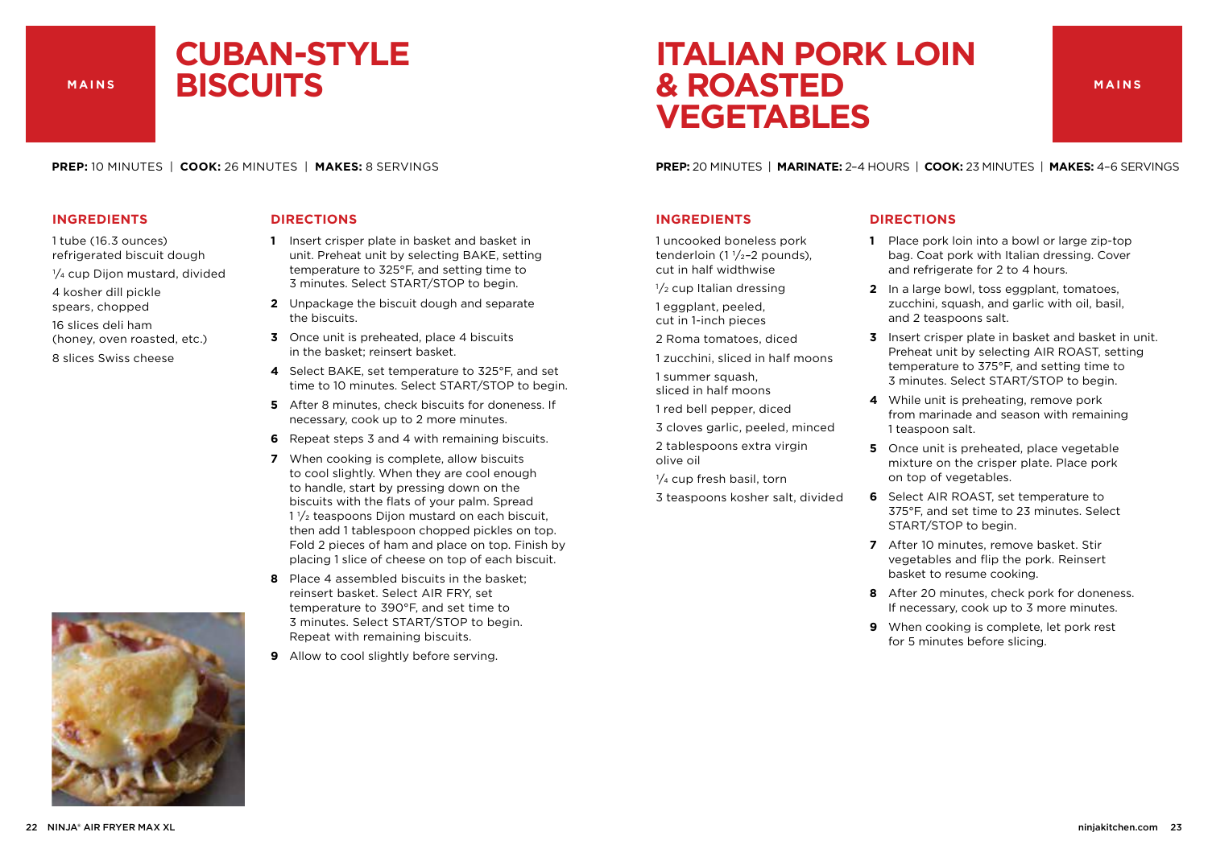MAINS

# CUBAN-STYLE BISCUITS

**PREP:** 10 MINUTES | **COOK:** 26 MINUTES | **MAKES:** 8 SERVINGS

## INGREDIENTS

1 tube (16.3 ounces) refrigerated biscuit dough

1/4 cup Dijon mustard, divided

4 kosher dill pickle spears, chopped

16 slices deli ham (honey, oven roasted, etc.)

8 slices Swiss cheese

## DIRECTIONS

1. Insert crisper plate in basket and basket in unit. Preheat unit by selecting BAKE, setting temperature to 325°F, and setting time to 3 minutes. Select START/STOP to begin.
2. Unpackage the biscuit dough and separate the biscuits.
3. Once unit is preheated, place 4 biscuits in the basket; reinsert basket.
4. Select BAKE, set temperature to 325°F, and set time to 10 minutes. Select START/STOP to begin.
5. After 8 minutes, check biscuits for doneness. If necessary, cook up to 2 more minutes.
6. Repeat steps 3 and 4 with remaining biscuits.
7. When cooking is complete, allow biscuits to cool slightly. When they are cool enough to handle, start by pressing down on the biscuits with the flats of your palm. Spread 1 1/2 teaspoons Dijon mustard on each biscuit, then add 1 tablespoon chopped pickles on top. Fold 2 pieces of ham and place on top. Finish by placing 1 slice of cheese on top of each biscuit.
8. Place 4 assembled biscuits in the basket; reinsert basket. Select AIR FRY, set temperature to 390°F, and set time to 3 minutes. Select START/STOP to begin. Repeat with remaining biscuits.
9. Allow to cool slightly before serving.

MAINS

# ITALIAN PORK LOIN & ROASTED VEGETABLES

**PREP:** 20 MINUTES | **MARINATE:** 2–4 HOURS | **COOK:** 23 MINUTES | **MAKES:** 4–6 SERVINGS

## INGREDIENTS

1 uncooked boneless pork tenderloin (1 1/2–2 pounds), cut in half widthwise

1/2 cup Italian dressing

1 eggplant, peeled, cut in 1-inch pieces

2 Roma tomatoes, diced

1 zucchini, sliced in half moons

1 summer squash, sliced in half moons

1 red bell pepper, diced

3 cloves garlic, peeled, minced

2 tablespoons extra virgin olive oil

1/4 cup fresh basil, torn

3 teaspoons kosher salt, divided

## DIRECTIONS

1. Place pork loin into a bowl or large zip-top bag. Coat pork with Italian dressing. Cover and refrigerate for 2 to 4 hours.
2. In a large bowl, toss eggplant, tomatoes, zucchini, squash, and garlic with oil, basil, and 2 teaspoons salt.
3. Insert crisper plate in basket and basket in unit. Preheat unit by selecting AIR ROAST, setting temperature to 375°F, and setting time to 3 minutes. Select START/STOP to begin.
4. While unit is preheating, remove pork from marinade and season with remaining 1 teaspoon salt.
5. Once unit is preheated, place vegetable mixture on the crisper plate. Place pork on top of vegetables.
6. Select AIR ROAST, set temperature to 375°F, and set time to 23 minutes. Select START/STOP to begin.
7. After 10 minutes, remove basket. Stir vegetables and flip the pork. Reinsert basket to resume cooking.
8. After 20 minutes, check pork for doneness. If necessary, cook up to 3 more minutes.
9. When cooking is complete, let pork rest for 5 minutes before slicing.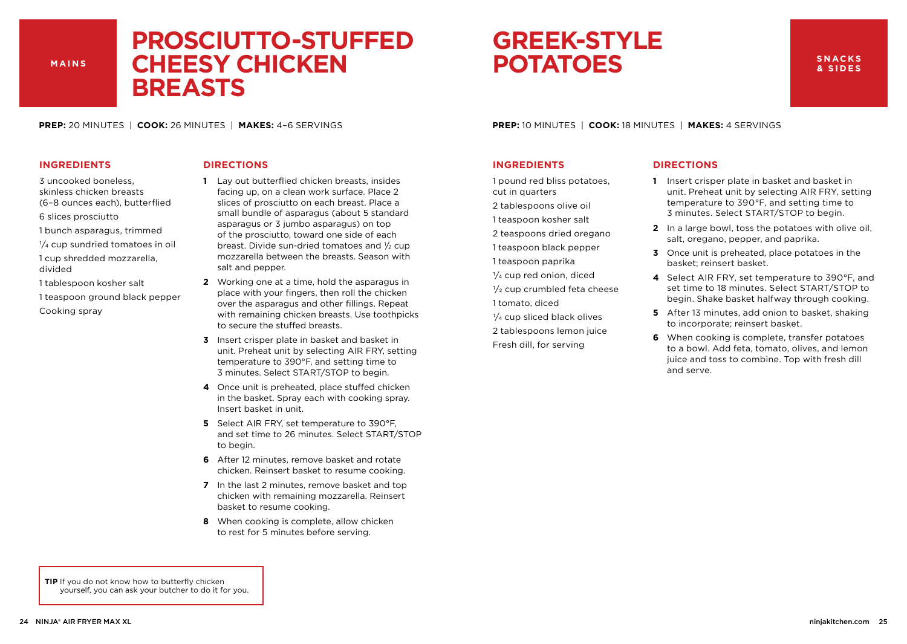MAINS

# PROSCIUTTO-STUFFED CHEESY CHICKEN BREASTS

**PREP:** 20 MINUTES | **COOK:** 26 MINUTES | **MAKES:** 4–6 SERVINGS

## INGREDIENTS

3 uncooked boneless, skinless chicken breasts (6–8 ounces each), butterflied

6 slices prosciutto

1 bunch asparagus, trimmed

1/4 cup sundried tomatoes in oil

1 cup shredded mozzarella, divided

1 tablespoon kosher salt

1 teaspoon ground black pepper

Cooking spray

## DIRECTIONS

1. Lay out butterflied chicken breasts, insides facing up, on a clean work surface. Place 2 slices of prosciutto on each breast. Place a small bundle of asparagus (about 5 standard asparagus or 3 jumbo asparagus) on top of the prosciutto, toward one side of each breast. Divide sun-dried tomatoes and 1/2 cup mozzarella between the breasts. Season with salt and pepper.
2. Working one at a time, hold the asparagus in place with your fingers, then roll the chicken over the asparagus and other fillings. Repeat with remaining chicken breasts. Use toothpicks to secure the stuffed breasts.
3. Insert crisper plate in basket and basket in unit. Preheat unit by selecting AIR FRY, setting temperature to 390°F, and setting time to 3 minutes. Select START/STOP to begin.
4. Once unit is preheated, place stuffed chicken in the basket. Spray each with cooking spray. Insert basket in unit.
5. Select AIR FRY, set temperature to 390°F, and set time to 26 minutes. Select START/STOP to begin.
6. After 12 minutes, remove basket and rotate chicken. Reinsert basket to resume cooking.
7. In the last 2 minutes, remove basket and top chicken with remaining mozzarella. Reinsert basket to resume cooking.
8. When cooking is complete, allow chicken to rest for 5 minutes before serving.

**TIP** If you do not know how to butterfly chicken yourself, you can ask your butcher to do it for you.

# GREEK-STYLE POTATOES

SNACKS & SIDES

**PREP:** 10 MINUTES | **COOK:** 18 MINUTES | **MAKES:** 4 SERVINGS

## INGREDIENTS

1 pound red bliss potatoes, cut in quarters

2 tablespoons olive oil

1 teaspoon kosher salt

2 teaspoons dried oregano

1 teaspoon black pepper

1 teaspoon paprika

1/4 cup red onion, diced

1/2 cup crumbled feta cheese

1 tomato, diced

1/4 cup sliced black olives

2 tablespoons lemon juice

Fresh dill, for serving

## DIRECTIONS

1. Insert crisper plate in basket and basket in unit. Preheat unit by selecting AIR FRY, setting temperature to 390°F, and setting time to 3 minutes. Select START/STOP to begin.
2. In a large bowl, toss the potatoes with olive oil, salt, oregano, pepper, and paprika.
3. Once unit is preheated, place potatoes in the basket; reinsert basket.
4. Select AIR FRY, set temperature to 390°F, and set time to 18 minutes. Select START/STOP to begin. Shake basket halfway through cooking.
5. After 13 minutes, add onion to basket, shaking to incorporate; reinsert basket.
6. When cooking is complete, transfer potatoes to a bowl. Add feta, tomato, olives, and lemon juice and toss to combine. Top with fresh dill and serve.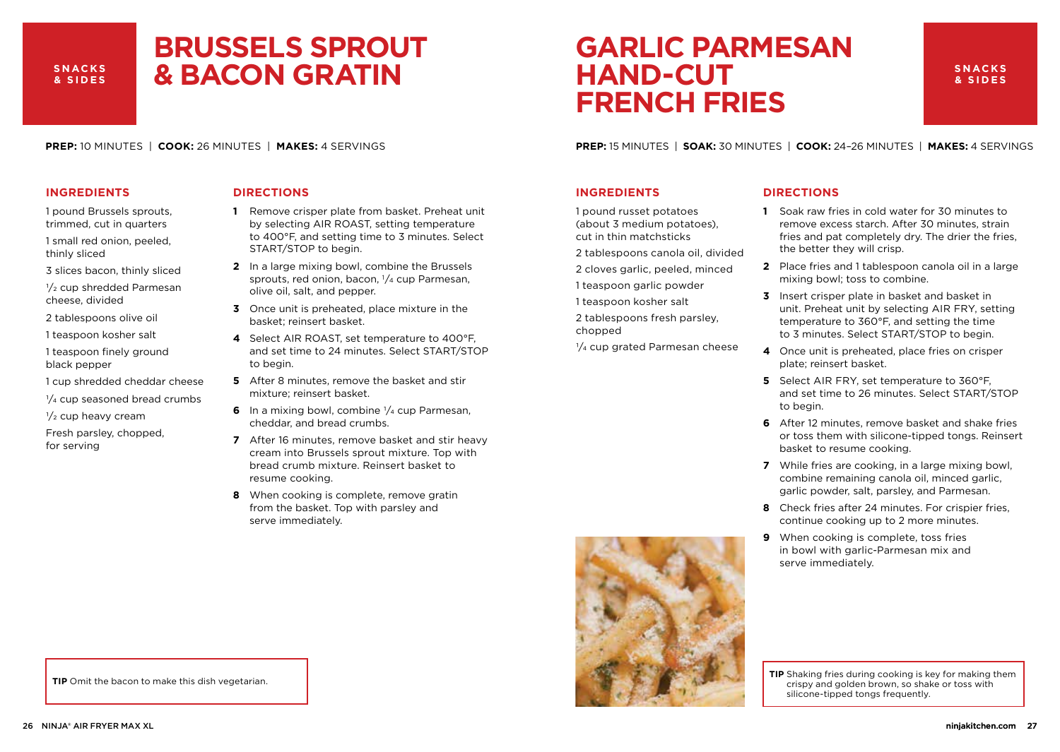SNACKS & SIDES

# BRUSSELS SPROUT & BACON GRATIN

**PREP:** 10 MINUTES | **COOK:** 26 MINUTES | **MAKES:** 4 SERVINGS

## INGREDIENTS

1 pound Brussels sprouts, trimmed, cut in quarters

1 small red onion, peeled, thinly sliced

3 slices bacon, thinly sliced

1/2 cup shredded Parmesan cheese, divided

2 tablespoons olive oil

1 teaspoon kosher salt

1 teaspoon finely ground black pepper

1 cup shredded cheddar cheese

1/4 cup seasoned bread crumbs

1/2 cup heavy cream

Fresh parsley, chopped, for serving

## DIRECTIONS

1. Remove crisper plate from basket. Preheat unit by selecting AIR ROAST, setting temperature to 400°F, and setting time to 3 minutes. Select START/STOP to begin.
2. In a large mixing bowl, combine the Brussels sprouts, red onion, bacon, 1/4 cup Parmesan, olive oil, salt, and pepper.
3. Once unit is preheated, place mixture in the basket; reinsert basket.
4. Select AIR ROAST, set temperature to 400°F, and set time to 24 minutes. Select START/STOP to begin.
5. After 8 minutes, remove the basket and stir mixture; reinsert basket.
6. In a mixing bowl, combine 1/4 cup Parmesan, cheddar, and bread crumbs.
7. After 16 minutes, remove basket and stir heavy cream into Brussels sprout mixture. Top with bread crumb mixture. Reinsert basket to resume cooking.
8. When cooking is complete, remove gratin from the basket. Top with parsley and serve immediately.

**TIP** Omit the bacon to make this dish vegetarian.

SNACKS & SIDES

# GARLIC PARMESAN HAND-CUT FRENCH FRIES

**PREP:** 15 MINUTES | **SOAK:** 30 MINUTES | **COOK:** 24–26 MINUTES | **MAKES:** 4 SERVINGS

## INGREDIENTS

1 pound russet potatoes (about 3 medium potatoes), cut in thin matchsticks

2 tablespoons canola oil, divided

2 cloves garlic, peeled, minced

1 teaspoon garlic powder

1 teaspoon kosher salt

2 tablespoons fresh parsley, chopped

1/4 cup grated Parmesan cheese

## DIRECTIONS

1. Soak raw fries in cold water for 30 minutes to remove excess starch. After 30 minutes, strain fries and pat completely dry. The drier the fries, the better they will crisp.
2. Place fries and 1 tablespoon canola oil in a large mixing bowl; toss to combine.
3. Insert crisper plate in basket and basket in unit. Preheat unit by selecting AIR FRY, setting temperature to 360°F, and setting the time to 3 minutes. Select START/STOP to begin.
4. Once unit is preheated, place fries on crisper plate; reinsert basket.
5. Select AIR FRY, set temperature to 360°F, and set time to 26 minutes. Select START/STOP to begin.
6. After 12 minutes, remove basket and shake fries or toss them with silicone-tipped tongs. Reinsert basket to resume cooking.
7. While fries are cooking, in a large mixing bowl, combine remaining canola oil, minced garlic, garlic powder, salt, parsley, and Parmesan.
8. Check fries after 24 minutes. For crispier fries, continue cooking up to 2 more minutes.
9. When cooking is complete, toss fries in bowl with garlic-Parmesan mix and serve immediately.

**TIP** Shaking fries during cooking is key for making them crispy and golden brown, so shake or toss with silicone-tipped tongs frequently.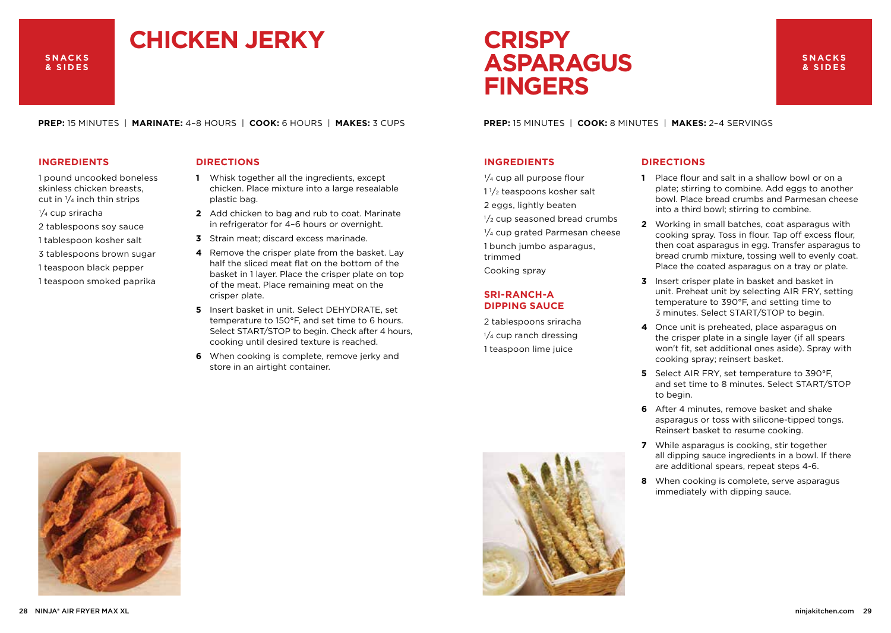# CHICKEN JERKY

SNACKS & SIDES

**PREP:** 15 MINUTES | **MARINATE:** 4–8 HOURS | **COOK:** 6 HOURS | **MAKES:** 3 CUPS

## INGREDIENTS

1 pound uncooked boneless skinless chicken breasts, cut in 1/4 inch thin strips

1/4 cup sriracha

2 tablespoons soy sauce

1 tablespoon kosher salt

3 tablespoons brown sugar

1 teaspoon black pepper

1 teaspoon smoked paprika

## DIRECTIONS

1. Whisk together all the ingredients, except chicken. Place mixture into a large resealable plastic bag.
2. Add chicken to bag and rub to coat. Marinate in refrigerator for 4–6 hours or overnight.
3. Strain meat; discard excess marinade.
4. Remove the crisper plate from the basket. Lay half the sliced meat flat on the bottom of the basket in 1 layer. Place the crisper plate on top of the meat. Place remaining meat on the crisper plate.
5. Insert basket in unit. Select DEHYDRATE, set temperature to 150°F, and set time to 6 hours. Select START/STOP to begin. Check after 4 hours, cooking until desired texture is reached.
6. When cooking is complete, remove jerky and store in an airtight container.

# CRISPY ASPARAGUS FINGERS

SNACKS & SIDES

**PREP:** 15 MINUTES | **COOK:** 8 MINUTES | **MAKES:** 2–4 SERVINGS

## INGREDIENTS

1/4 cup all purpose flour

1 1/2 teaspoons kosher salt

2 eggs, lightly beaten

1/2 cup seasoned bread crumbs

1/4 cup grated Parmesan cheese

1 bunch jumbo asparagus, trimmed

Cooking spray

### SRI-RANCH-A DIPPING SAUCE

2 tablespoons sriracha

1/4 cup ranch dressing

1 teaspoon lime juice

## DIRECTIONS

1. Place flour and salt in a shallow bowl or on a plate; stirring to combine. Add eggs to another bowl. Place bread crumbs and Parmesan cheese into a third bowl; stirring to combine.
2. Working in small batches, coat asparagus with cooking spray. Toss in flour. Tap off excess flour, then coat asparagus in egg. Transfer asparagus to bread crumb mixture, tossing well to evenly coat. Place the coated asparagus on a tray or plate.
3. Insert crisper plate in basket and basket in unit. Preheat unit by selecting AIR FRY, setting temperature to 390°F, and setting time to 3 minutes. Select START/STOP to begin.
4. Once unit is preheated, place asparagus on the crisper plate in a single layer (if all spears won't fit, set additional ones aside). Spray with cooking spray; reinsert basket.
5. Select AIR FRY, set temperature to 390°F, and set time to 8 minutes. Select START/STOP to begin.
6. After 4 minutes, remove basket and shake asparagus or toss with silicone-tipped tongs. Reinsert basket to resume cooking.
7. While asparagus is cooking, stir together all dipping sauce ingredients in a bowl. If there are additional spears, repeat steps 4-6.
8. When cooking is complete, serve asparagus immediately with dipping sauce.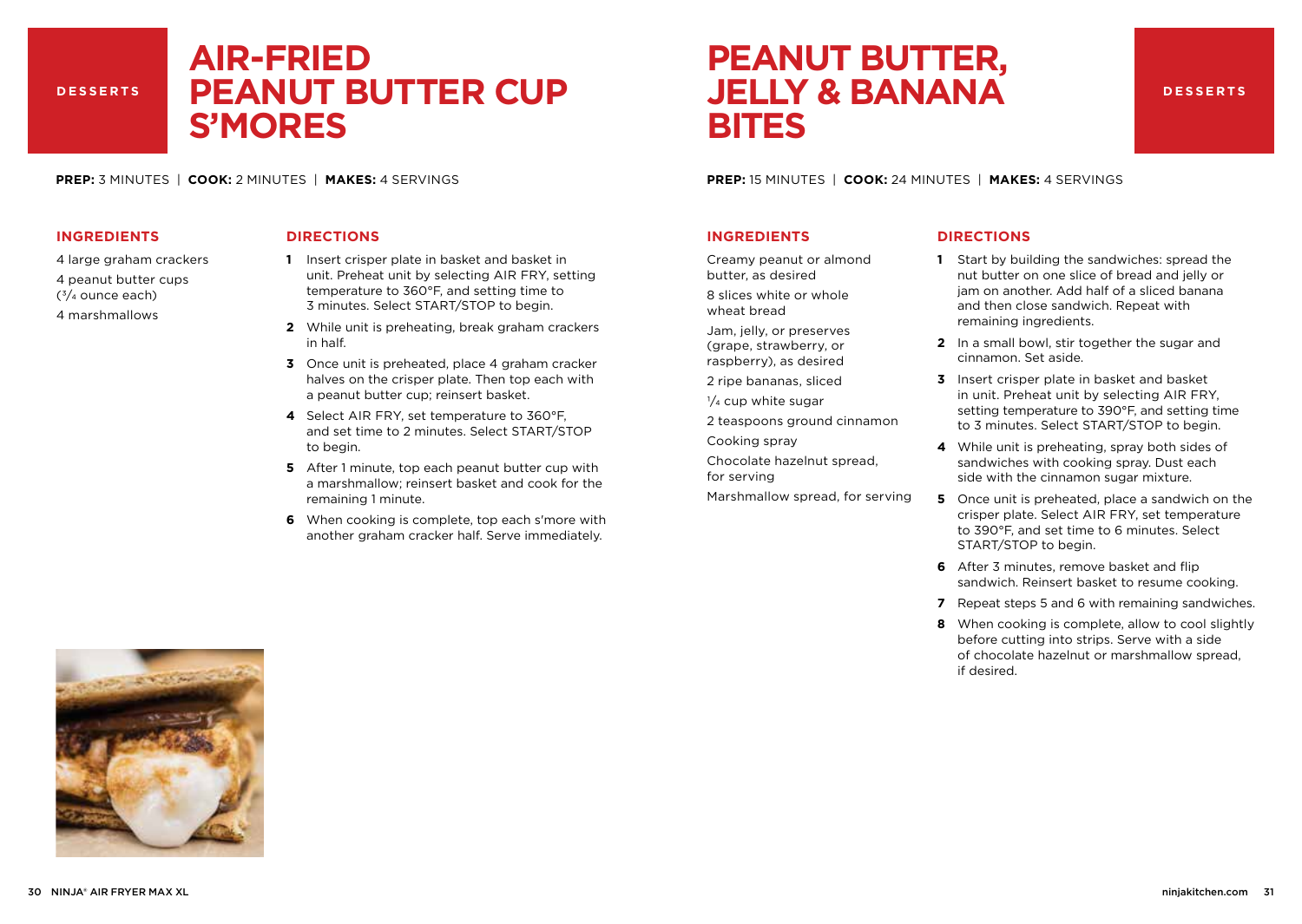DESSERTS

# AIR-FRIED PEANUT BUTTER CUP S'MORES

**PREP:** 3 MINUTES | **COOK:** 2 MINUTES | **MAKES:** 4 SERVINGS

### INGREDIENTS

4 large graham crackers

4 peanut butter cups ($^3/_4$ ounce each)

4 marshmallows

### DIRECTIONS

1. Insert crisper plate in basket and basket in unit. Preheat unit by selecting AIR FRY, setting temperature to 360°F, and setting time to 3 minutes. Select START/STOP to begin.
2. While unit is preheating, break graham crackers in half.
3. Once unit is preheated, place 4 graham cracker halves on the crisper plate. Then top each with a peanut butter cup; reinsert basket.
4. Select AIR FRY, set temperature to 360°F, and set time to 2 minutes. Select START/STOP to begin.
5. After 1 minute, top each peanut butter cup with a marshmallow; reinsert basket and cook for the remaining 1 minute.
6. When cooking is complete, top each s'more with another graham cracker half. Serve immediately.

# PEANUT BUTTER, JELLY & BANANA BITES

DESSERTS

**PREP:** 15 MINUTES | **COOK:** 24 MINUTES | **MAKES:** 4 SERVINGS

### INGREDIENTS

Creamy peanut or almond butter, as desired

8 slices white or whole wheat bread

Jam, jelly, or preserves (grape, strawberry, or raspberry), as desired

2 ripe bananas, sliced

$^1/_4$ cup white sugar

2 teaspoons ground cinnamon

Cooking spray

Chocolate hazelnut spread, for serving

Marshmallow spread, for serving

### DIRECTIONS

1. Start by building the sandwiches: spread the nut butter on one slice of bread and jelly or jam on another. Add half of a sliced banana and then close sandwich. Repeat with remaining ingredients.
2. In a small bowl, stir together the sugar and cinnamon. Set aside.
3. Insert crisper plate in basket and basket in unit. Preheat unit by selecting AIR FRY, setting temperature to 390°F, and setting time to 3 minutes. Select START/STOP to begin.
4. While unit is preheating, spray both sides of sandwiches with cooking spray. Dust each side with the cinnamon sugar mixture.
5. Once unit is preheated, place a sandwich on the crisper plate. Select AIR FRY, set temperature to 390°F, and set time to 6 minutes. Select START/STOP to begin.
6. After 3 minutes, remove basket and flip sandwich. Reinsert basket to resume cooking.
7. Repeat steps 5 and 6 with remaining sandwiches.
8. When cooking is complete, allow to cool slightly before cutting into strips. Serve with a side of chocolate hazelnut or marshmallow spread, if desired.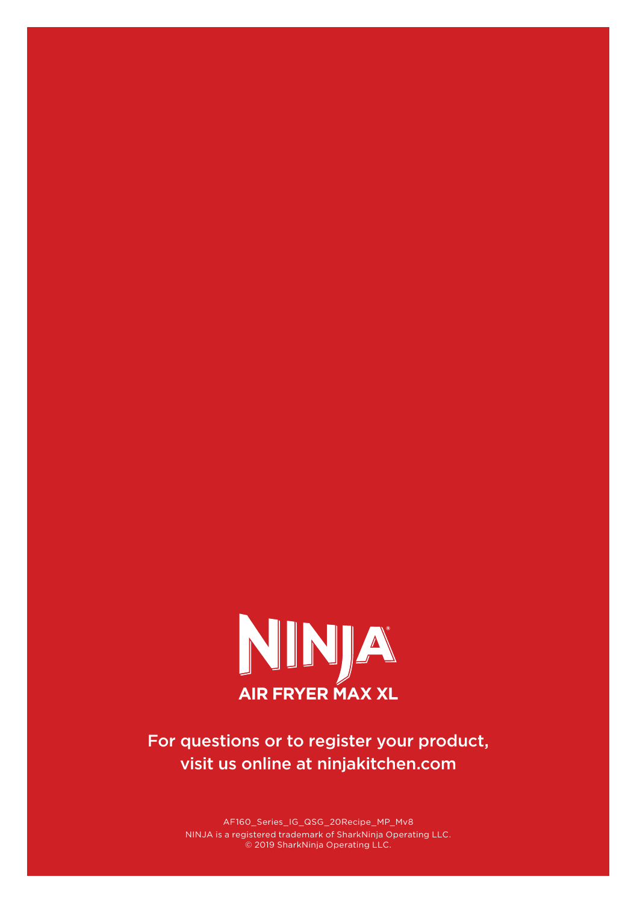NINJA

**AIR FRYER MAX XL**

For questions or to register your product, visit us online at ninjakitchen.com

AF160_Series_IG_QSG_20Recipe_MP_Mv8

NINJA is a registered trademark of SharkNinja Operating LLC.

© 2019 SharkNinja Operating LLC.